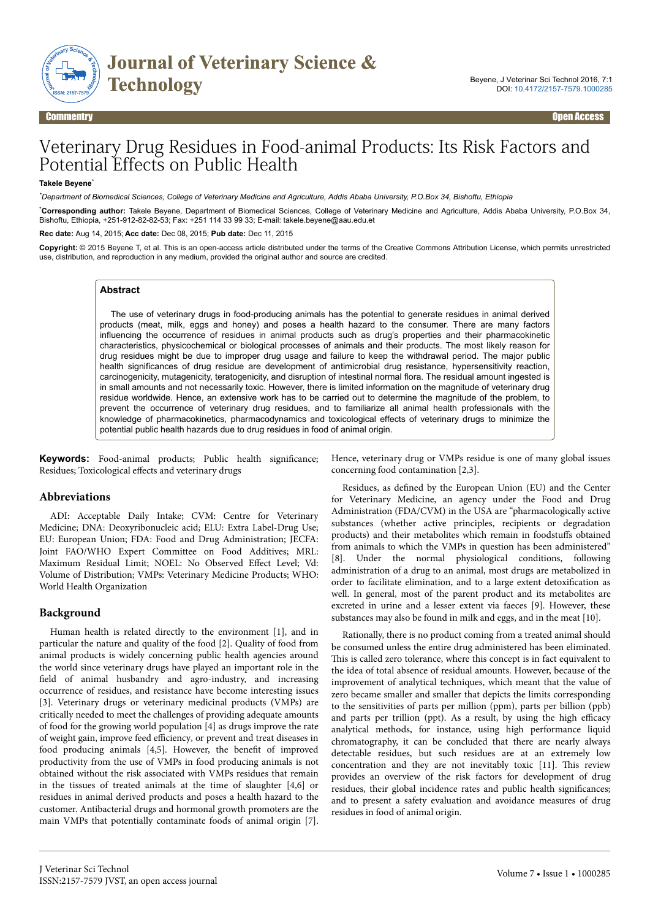Commentry

Open Access

# Veterinary Drug Residues in Food-animal Products: Its Risk Factors and Potential Effects on Public Health

**Takele Beyene***

*Department of Biomedical Sciences, College of Veterinary Medicine and Agriculture, Addis Ababa University, P.O.Box 34, Bishoftu, Ethiopia*

***Corresponding author:** Takele Beyene, Department of Biomedical Sciences, College of Veterinary Medicine and Agriculture, Addis Ababa University, P.O.Box 34, Bishoftu, Ethiopia, +251-912-82-82-53; Fax: +251 114 33 99 33; E-mail: takele.beyene@aau.edu.et

**Rec date:** Aug 14, 2015; **Acc date:** Dec 08, 2015; **Pub date:** Dec 11, 2015

**Copyright:** © 2015 Beyene T, et al. This is an open-access article distributed under the terms of the Creative Commons Attribution License, which permits unrestricted use, distribution, and reproduction in any medium, provided the original author and source are credited.

## Abstract

The use of veterinary drugs in food-producing animals has the potential to generate residues in animal derived products (meat, milk, eggs and honey) and poses a health hazard to the consumer. There are many factors influencing the occurrence of residues in animal products such as drug's properties and their pharmacokinetic characteristics, physicochemical or biological processes of animals and their products. The most likely reason for drug residues might be due to improper drug usage and failure to keep the withdrawal period. The major public health significances of drug residue are development of antimicrobial drug resistance, hypersensitivity reaction, carcinogenicity, mutagenicity, teratogenicity, and disruption of intestinal normal flora. The residual amount ingested is in small amounts and not necessarily toxic. However, there is limited information on the magnitude of veterinary drug residue worldwide. Hence, an extensive work has to be carried out to determine the magnitude of the problem, to prevent the occurrence of veterinary drug residues, and to familiarize all animal health professionals with the knowledge of pharmacokinetics, pharmacodynamics and toxicological effects of veterinary drugs to minimize the potential public health hazards due to drug residues in food of animal origin.

**Keywords:** Food-animal products; Public health significance; Residues; Toxicological effects and veterinary drugs

## Abbreviations

ADI: Acceptable Daily Intake; CVM: Centre for Veterinary Medicine; DNA: Deoxyribonucleic acid; ELU: Extra Label-Drug Use; EU: European Union; FDA: Food and Drug Administration; JECFA: Joint FAO/WHO Expert Committee on Food Additives; MRL: Maximum Residual Limit; NOEL: No Observed Effect Level; Vd: Volume of Distribution; VMPs: Veterinary Medicine Products; WHO: World Health Organization

## Background

Human health is related directly to the environment [1], and in particular the nature and quality of the food [2]. Quality of food from animal products is widely concerning public health agencies around the world since veterinary drugs have played an important role in the field of animal husbandry and agro-industry, and increasing occurrence of residues, and resistance have become interesting issues [3]. Veterinary drugs or veterinary medicinal products (VMPs) are critically needed to meet the challenges of providing adequate amounts of food for the growing world population [4] as drugs improve the rate of weight gain, improve feed efficiency, or prevent and treat diseases in food producing animals [4,5]. However, the benefit of improved productivity from the use of VMPs in food producing animals is not obtained without the risk associated with VMPs residues that remain in the tissues of treated animals at the time of slaughter [4,6] or residues in animal derived products and poses a health hazard to the customer. Antibacterial drugs and hormonal growth promoters are the main VMPs that potentially contaminate foods of animal origin [7]. Hence, veterinary drug or VMPs residue is one of many global issues concerning food contamination [2,3].

Residues, as defined by the European Union (EU) and the Center for Veterinary Medicine, an agency under the Food and Drug Administration (FDA/CVM) in the USA are "pharmacologically active substances (whether active principles, recipients or degradation products) and their metabolites which remain in foodstuffs obtained from animals to which the VMPs in question has been administered" [8]. Under the normal physiological conditions, following administration of a drug to an animal, most drugs are metabolized in order to facilitate elimination, and to a large extent detoxification as well. In general, most of the parent product and its metabolites are excreted in urine and a lesser extent via faeces [9]. However, these substances may also be found in milk and eggs, and in the meat [10].

Rationally, there is no product coming from a treated animal should be consumed unless the entire drug administered has been eliminated. This is called zero tolerance, where this concept is in fact equivalent to the idea of total absence of residual amounts. However, because of the improvement of analytical techniques, which meant that the value of zero became smaller and smaller that depicts the limits corresponding to the sensitivities of parts per million (ppm), parts per billion (ppb) and parts per trillion (ppt). As a result, by using the high efficacy analytical methods, for instance, using high performance liquid chromatography, it can be concluded that there are nearly always detectable residues, but such residues are at an extremely low concentration and they are not inevitably toxic [11]. This review provides an overview of the risk factors for development of drug residues, their global incidence rates and public health significances; and to present a safety evaluation and avoidance measures of drug residues in food of animal origin.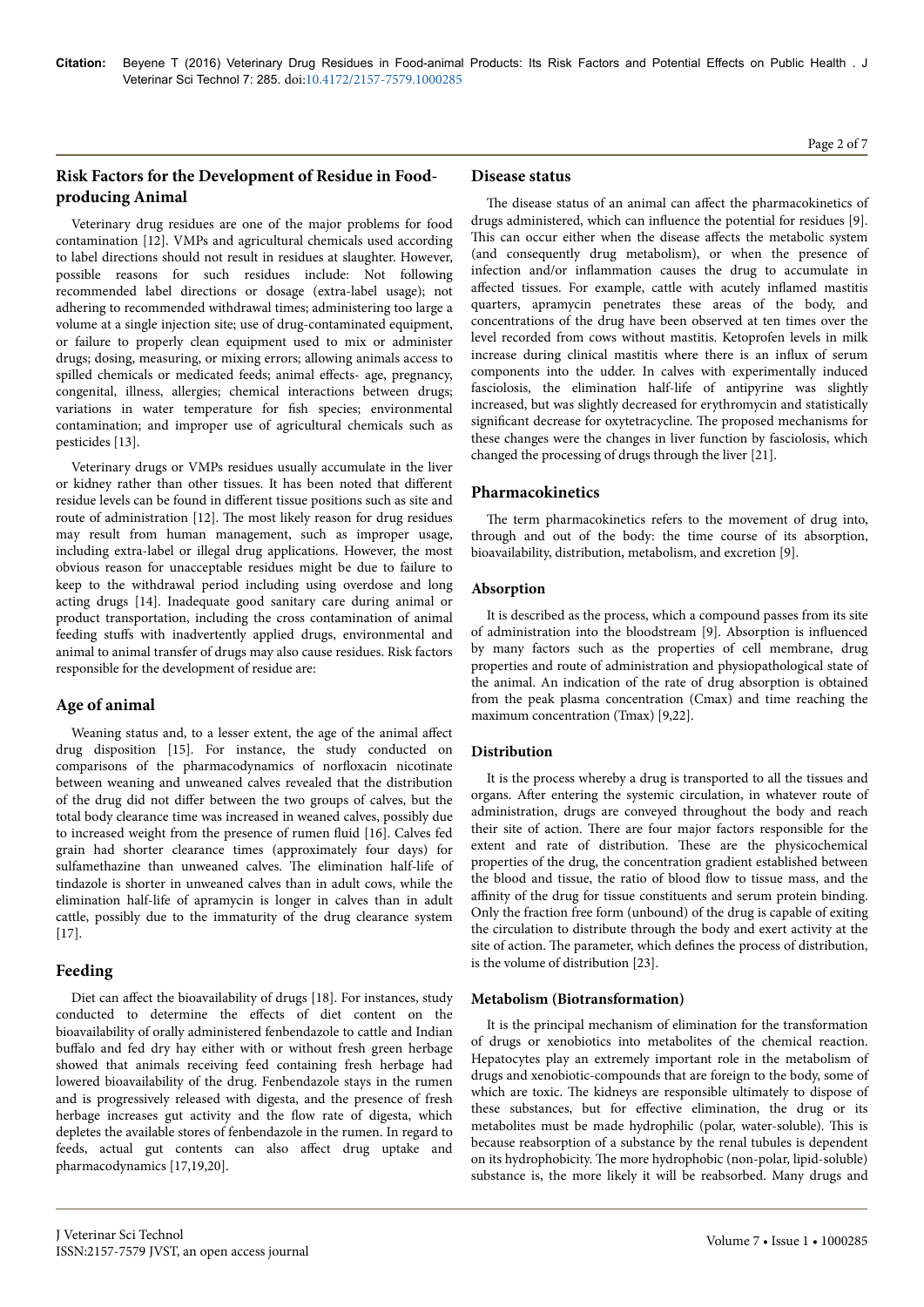## Risk Factors for the Development of Residue in Food-producing Animal

Veterinary drug residues are one of the major problems for food contamination [12]. VMPs and agricultural chemicals used according to label directions should not result in residues at slaughter. However, possible reasons for such residues include: Not following recommended label directions or dosage (extra-label usage); not adhering to recommended withdrawal times; administering too large a volume at a single injection site; use of drug-contaminated equipment, or failure to properly clean equipment used to mix or administer drugs; dosing, measuring, or mixing errors; allowing animals access to spilled chemicals or medicated feeds; animal effects- age, pregnancy, congenital, illness, allergies; chemical interactions between drugs; variations in water temperature for fish species; environmental contamination; and improper use of agricultural chemicals such as pesticides [13].

Veterinary drugs or VMPs residues usually accumulate in the liver or kidney rather than other tissues. It has been noted that different residue levels can be found in different tissue positions such as site and route of administration [12]. The most likely reason for drug residues may result from human management, such as improper usage, including extra-label or illegal drug applications. However, the most obvious reason for unacceptable residues might be due to failure to keep to the withdrawal period including using overdose and long acting drugs [14]. Inadequate good sanitary care during animal or product transportation, including the cross contamination of animal feeding stuffs with inadvertently applied drugs, environmental and animal to animal transfer of drugs may also cause residues. Risk factors responsible for the development of residue are:

## Age of animal

Weaning status and, to a lesser extent, the age of the animal affect drug disposition [15]. For instance, the study conducted on comparisons of the pharmacodynamics of norfloxacin nicotinate between weaning and unweaned calves revealed that the distribution of the drug did not differ between the two groups of calves, but the total body clearance time was increased in weaned calves, possibly due to increased weight from the presence of rumen fluid [16]. Calves fed grain had shorter clearance times (approximately four days) for sulfamethazine than unweaned calves. The elimination half-life of tindazole is shorter in unweaned calves than in adult cows, while the elimination half-life of apramycin is longer in calves than in adult cattle, possibly due to the immaturity of the drug clearance system [17].

## Feeding

Diet can affect the bioavailability of drugs [18]. For instances, study conducted to determine the effects of diet content on the bioavailability of orally administered fenbendazole to cattle and Indian buffalo and fed dry hay either with or without fresh green herbage showed that animals receiving feed containing fresh herbage had lowered bioavailability of the drug. Fenbendazole stays in the rumen and is progressively released with digesta, and the presence of fresh herbage increases gut activity and the flow rate of digesta, which depletes the available stores of fenbendazole in the rumen. In regard to feeds, actual gut contents can also affect drug uptake and pharmacodynamics [17,19,20].

## Disease status

The disease status of an animal can affect the pharmacokinetics of drugs administered, which can influence the potential for residues [9]. This can occur either when the disease affects the metabolic system (and consequently drug metabolism), or when the presence of infection and/or inflammation causes the drug to accumulate in affected tissues. For example, cattle with acutely inflamed mastitis quarters, apramycin penetrates these areas of the body, and concentrations of the drug have been observed at ten times over the level recorded from cows without mastitis. Ketoprofen levels in milk increase during clinical mastitis where there is an influx of serum components into the udder. In calves with experimentally induced fasciolosis, the elimination half-life of antipyrine was slightly increased, but was slightly decreased for erythromycin and statistically significant decrease for oxytetracycline. The proposed mechanisms for these changes were the changes in liver function by fasciolosis, which changed the processing of drugs through the liver [21].

## Pharmacokinetics

The term pharmacokinetics refers to the movement of drug into, through and out of the body: the time course of its absorption, bioavailability, distribution, metabolism, and excretion [9].

### Absorption

It is described as the process, which a compound passes from its site of administration into the bloodstream [9]. Absorption is influenced by many factors such as the properties of cell membrane, drug properties and route of administration and physiopathological state of the animal. An indication of the rate of drug absorption is obtained from the peak plasma concentration (Cmax) and time reaching the maximum concentration (Tmax) [9,22].

### Distribution

It is the process whereby a drug is transported to all the tissues and organs. After entering the systemic circulation, in whatever route of administration, drugs are conveyed throughout the body and reach their site of action. There are four major factors responsible for the extent and rate of distribution. These are the physicochemical properties of the drug, the concentration gradient established between the blood and tissue, the ratio of blood flow to tissue mass, and the affinity of the drug for tissue constituents and serum protein binding. Only the fraction free form (unbound) of the drug is capable of exiting the circulation to distribute through the body and exert activity at the site of action. The parameter, which defines the process of distribution, is the volume of distribution [23].

### Metabolism (Biotransformation)

It is the principal mechanism of elimination for the transformation of drugs or xenobiotics into metabolites of the chemical reaction. Hepatocytes play an extremely important role in the metabolism of drugs and xenobiotic-compounds that are foreign to the body, some of which are toxic. The kidneys are responsible ultimately to dispose of these substances, but for effective elimination, the drug or its metabolites must be made hydrophilic (polar, water-soluble). This is because reabsorption of a substance by the renal tubules is dependent on its hydrophobicity. The more hydrophobic (non-polar, lipid-soluble) substance is, the more likely it will be reabsorbed. Many drugs and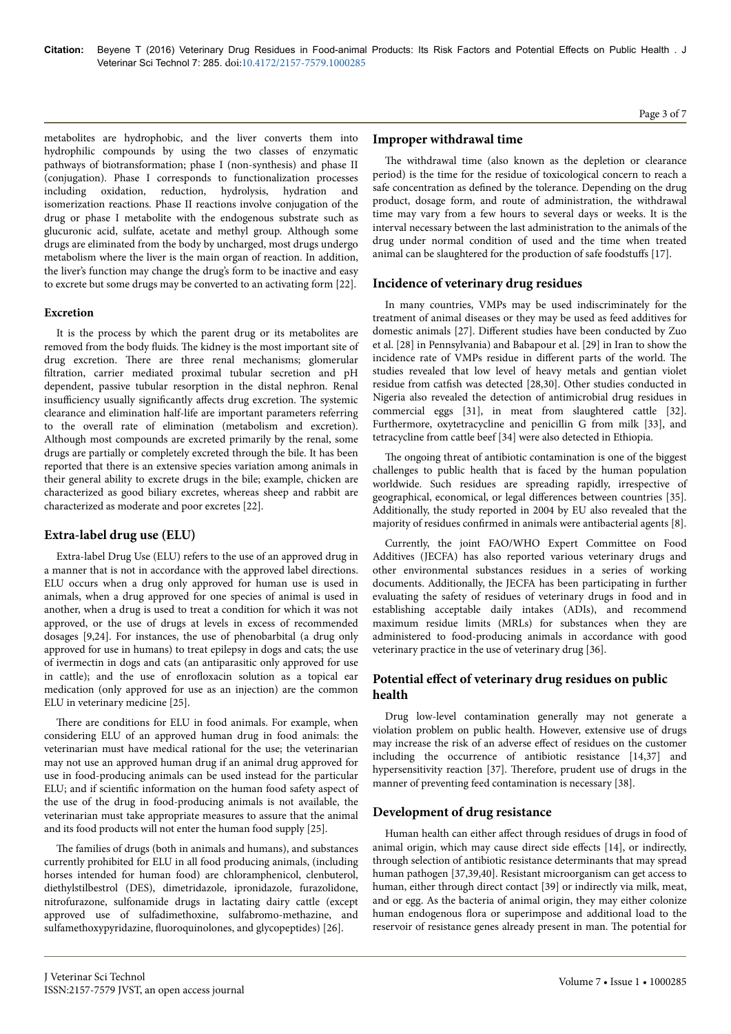metabolites are hydrophobic, and the liver converts them into hydrophilic compounds by using the two classes of enzymatic pathways of biotransformation; phase I (non-synthesis) and phase II (conjugation). Phase I corresponds to functionalization processes including oxidation, reduction, hydrolysis, hydration and isomerization reactions. Phase II reactions involve conjugation of the drug or phase I metabolite with the endogenous substrate such as glucuronic acid, sulfate, acetate and methyl group. Although some drugs are eliminated from the body by uncharged, most drugs undergo metabolism where the liver is the main organ of reaction. In addition, the liver's function may change the drug's form to be inactive and easy to excrete but some drugs may be converted to an activating form [22].

### Excretion

It is the process by which the parent drug or its metabolites are removed from the body fluids. The kidney is the most important site of drug excretion. There are three renal mechanisms; glomerular filtration, carrier mediated proximal tubular secretion and pH dependent, passive tubular resorption in the distal nephron. Renal insufficiency usually significantly affects drug excretion. The systemic clearance and elimination half-life are important parameters referring to the overall rate of elimination (metabolism and excretion). Although most compounds are excreted primarily by the renal, some drugs are partially or completely excreted through the bile. It has been reported that there is an extensive species variation among animals in their general ability to excrete drugs in the bile; example, chicken are characterized as good biliary excretes, whereas sheep and rabbit are characterized as moderate and poor excretes [22].

## Extra-label drug use (ELU)

Extra-label Drug Use (ELU) refers to the use of an approved drug in a manner that is not in accordance with the approved label directions. ELU occurs when a drug only approved for human use is used in animals, when a drug approved for one species of animal is used in another, when a drug is used to treat a condition for which it was not approved, or the use of drugs at levels in excess of recommended dosages [9,24]. For instances, the use of phenobarbital (a drug only approved for use in humans) to treat epilepsy in dogs and cats; the use of ivermectin in dogs and cats (an antiparasitic only approved for use in cattle); and the use of enrofloxacin solution as a topical ear medication (only approved for use as an injection) are the common ELU in veterinary medicine [25].

There are conditions for ELU in food animals. For example, when considering ELU of an approved human drug in food animals: the veterinarian must have medical rational for the use; the veterinarian may not use an approved human drug if an animal drug approved for use in food-producing animals can be used instead for the particular ELU; and if scientific information on the human food safety aspect of the use of the drug in food-producing animals is not available, the veterinarian must take appropriate measures to assure that the animal and its food products will not enter the human food supply [25].

The families of drugs (both in animals and humans), and substances currently prohibited for ELU in all food producing animals, (including horses intended for human food) are chloramphenicol, clenbuterol, diethylstilbestrol (DES), dimetridazole, ipronidazole, furazolidone, nitrofurazone, sulfonamide drugs in lactating dairy cattle (except approved use of sulfadimethoxine, sulfabromo-methazine, and sulfamethoxypyridazine, fluoroquinolones, and glycopeptides) [26].

## Improper withdrawal time

The withdrawal time (also known as the depletion or clearance period) is the time for the residue of toxicological concern to reach a safe concentration as defined by the tolerance. Depending on the drug product, dosage form, and route of administration, the withdrawal time may vary from a few hours to several days or weeks. It is the interval necessary between the last administration to the animals of the drug under normal condition of used and the time when treated animal can be slaughtered for the production of safe foodstuffs [17].

## Incidence of veterinary drug residues

In many countries, VMPs may be used indiscriminately for the treatment of animal diseases or they may be used as feed additives for domestic animals [27]. Different studies have been conducted by Zuo et al. [28] in Pennsylvania) and Babapour et al. [29] in Iran to show the incidence rate of VMPs residue in different parts of the world. The studies revealed that low level of heavy metals and gentian violet residue from catfish was detected [28,30]. Other studies conducted in Nigeria also revealed the detection of antimicrobial drug residues in commercial eggs [31], in meat from slaughtered cattle [32]. Furthermore, oxytetracycline and penicillin G from milk [33], and tetracycline from cattle beef [34] were also detected in Ethiopia.

The ongoing threat of antibiotic contamination is one of the biggest challenges to public health that is faced by the human population worldwide. Such residues are spreading rapidly, irrespective of geographical, economical, or legal differences between countries [35]. Additionally, the study reported in 2004 by EU also revealed that the majority of residues confirmed in animals were antibacterial agents [8].

Currently, the joint FAO/WHO Expert Committee on Food Additives (JECFA) has also reported various veterinary drugs and other environmental substances residues in a series of working documents. Additionally, the JECFA has been participating in further evaluating the safety of residues of veterinary drugs in food and in establishing acceptable daily intakes (ADIs), and recommend maximum residue limits (MRLs) for substances when they are administered to food-producing animals in accordance with good veterinary practice in the use of veterinary drug [36].

## Potential effect of veterinary drug residues on public health

Drug low-level contamination generally may not generate a violation problem on public health. However, extensive use of drugs may increase the risk of an adverse effect of residues on the customer including the occurrence of antibiotic resistance [14,37] and hypersensitivity reaction [37]. Therefore, prudent use of drugs in the manner of preventing feed contamination is necessary [38].

## Development of drug resistance

Human health can either affect through residues of drugs in food of animal origin, which may cause direct side effects [14], or indirectly, through selection of antibiotic resistance determinants that may spread human pathogen [37,39,40]. Resistant microorganism can get access to human, either through direct contact [39] or indirectly via milk, meat, and or egg. As the bacteria of animal origin, they may either colonize human endogenous flora or superimpose and additional load to the reservoir of resistance genes already present in man. The potential for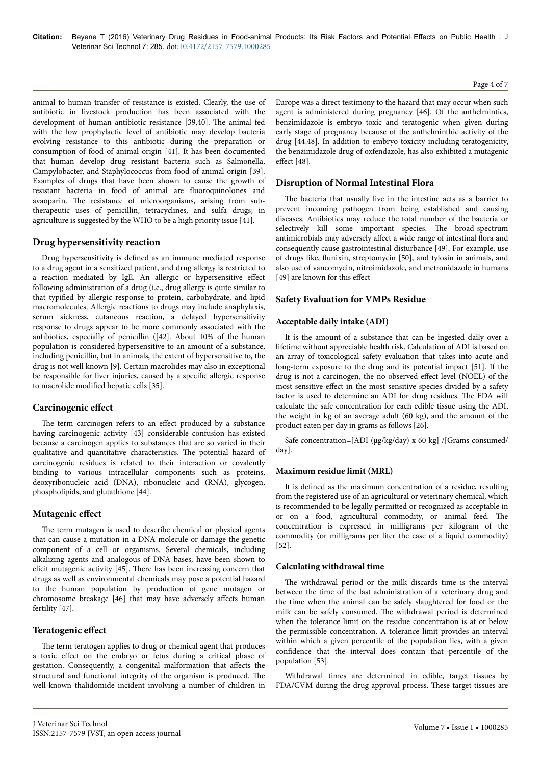animal to human transfer of resistance is existed. Clearly, the use of antibiotic in livestock production has been associated with the development of human antibiotic resistance [39,40]. The animal fed with the low prophylactic level of antibiotic may develop bacteria evolving resistance to this antibiotic during the preparation or consumption of food of animal origin [41]. It has been documented that human develop drug resistant bacteria such as Salmonella, Campylobacter, and Staphylococcus from food of animal origin [39]. Examples of drugs that have been shown to cause the growth of resistant bacteria in food of animal are fluoroquinolones and avaoparin. The resistance of microorganisms, arising from sub-therapeutic uses of penicillin, tetracyclines, and sulfa drugs; in agriculture is suggested by the WHO to be a high priority issue [41].

### Drug hypersensitivity reaction

Drug hypersensitivity is defined as an immune mediated response to a drug agent in a sensitized patient, and drug allergy is restricted to a reaction mediated by IgE. An allergic or hypersensitive effect following administration of a drug (i.e., drug allergy is quite similar to that typified by allergic response to protein, carbohydrate, and lipid macromolecules. Allergic reactions to drugs may include anaphylaxis, serum sickness, cutaneous reaction, a delayed hypersensitivity response to drugs appear to be more commonly associated with the antibiotics, especially of penicillin ([42]. About 10% of the human population is considered hypersensitive to an amount of a substance, including penicillin, but in animals, the extent of hypersensitive to, the drug is not well known [9]. Certain macrolides may also in exceptional be responsible for liver injuries, caused by a specific allergic response to macrolide modified hepatic cells [35].

### Carcinogenic effect

The term carcinogen refers to an effect produced by a substance having carcinogenic activity [43] considerable confusion has existed because a carcinogen applies to substances that are so varied in their qualitative and quantitative characteristics. The potential hazard of carcinogenic residues is related to their interaction or covalently binding to various intracellular components such as proteins, deoxyribonucleic acid (DNA), ribonucleic acid (RNA), glycogen, phospholipids, and glutathione [44].

### Mutagenic effect

The term mutagen is used to describe chemical or physical agents that can cause a mutation in a DNA molecule or damage the genetic component of a cell or organisms. Several chemicals, including alkalizing agents and analogous of DNA bases, have been shown to elicit mutagenic activity [45]. There has been increasing concern that drugs as well as environmental chemicals may pose a potential hazard to the human population by production of gene mutagen or chromosome breakage [46] that may have adversely affects human fertility [47].

### Teratogenic effect

The term teratogen applies to drug or chemical agent that produces a toxic effect on the embryo or fetus during a critical phase of gestation. Consequently, a congenital malformation that affects the structural and functional integrity of the organism is produced. The well-known thalidomide incident involving a number of children in Europe was a direct testimony to the hazard that may occur when such agent is administered during pregnancy [46]. Of the anthelmintics, benzimidazole is embryo toxic and teratogenic when given during early stage of pregnancy because of the anthelminthic activity of the drug [44,48]. In addition to embryo toxicity including teratogenicity, the benzimidazole drug of oxfendazole, has also exhibited a mutagenic effect [48].

## Disruption of Normal Intestinal Flora

The bacteria that usually live in the intestine acts as a barrier to prevent incoming pathogen from being established and causing diseases. Antibiotics may reduce the total number of the bacteria or selectively kill some important species. The broad-spectrum antimicrobials may adversely affect a wide range of intestinal flora and consequently cause gastrointestinal disturbance [49]. For example, use of drugs like, flunixin, streptomycin [50], and tylosin in animals, and also use of vancomycin, nitroimidazole, and metronidazole in humans [49] are known for this effect

## Safety Evaluation for VMPs Residue

### Acceptable daily intake (ADI)

It is the amount of a substance that can be ingested daily over a lifetime without appreciable health risk. Calculation of ADI is based on an array of toxicological safety evaluation that takes into acute and long-term exposure to the drug and its potential impact [51]. If the drug is not a carcinogen, the no observed effect level (NOEL) of the most sensitive effect in the most sensitive species divided by a safety factor is used to determine an ADI for drug residues. The FDA will calculate the safe concentration for each edible tissue using the ADI, the weight in kg of an average adult (60 kg), and the amount of the product eaten per day in grams as follows [26].

Safe concentration=[ADI (μg/kg/day) x 60 kg] /[Grams consumed/day].

### Maximum residue limit (MRL)

It is defined as the maximum concentration of a residue, resulting from the registered use of an agricultural or veterinary chemical, which is recommended to be legally permitted or recognized as acceptable in or on a food, agricultural commodity, or animal feed. The concentration is expressed in milligrams per kilogram of the commodity (or milligrams per liter the case of a liquid commodity) [52].

### Calculating withdrawal time

The withdrawal period or the milk discards time is the interval between the time of the last administration of a veterinary drug and the time when the animal can be safely slaughtered for food or the milk can be safely consumed. The withdrawal period is determined when the tolerance limit on the residue concentration is at or below the permissible concentration. A tolerance limit provides an interval within which a given percentile of the population lies, with a given confidence that the interval does contain that percentile of the population [53].

Withdrawal times are determined in edible, target tissues by FDA/CVM during the drug approval process. These target tissues are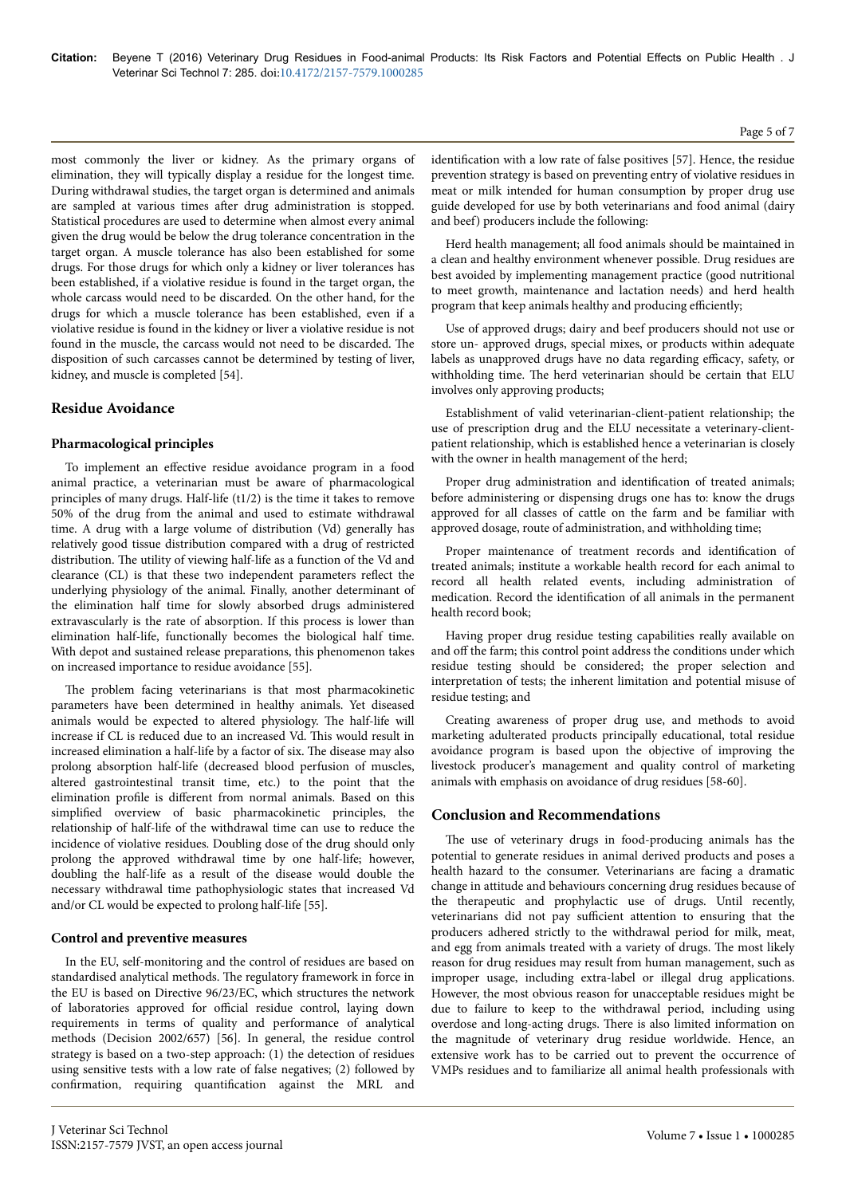most commonly the liver or kidney. As the primary organs of elimination, they will typically display a residue for the longest time. During withdrawal studies, the target organ is determined and animals are sampled at various times after drug administration is stopped. Statistical procedures are used to determine when almost every animal given the drug would be below the drug tolerance concentration in the target organ. A muscle tolerance has also been established for some drugs. For those drugs for which only a kidney or liver tolerances has been established, if a violative residue is found in the target organ, the whole carcass would need to be discarded. On the other hand, for the drugs for which a muscle tolerance has been established, even if a violative residue is found in the kidney or liver a violative residue is not found in the muscle, the carcass would not need to be discarded. The disposition of such carcasses cannot be determined by testing of liver, kidney, and muscle is completed [54].

## Residue Avoidance

### Pharmacological principles

To implement an effective residue avoidance program in a food animal practice, a veterinarian must be aware of pharmacological principles of many drugs. Half-life ($t1/2$) is the time it takes to remove 50% of the drug from the animal and used to estimate withdrawal time. A drug with a large volume of distribution (Vd) generally has relatively good tissue distribution compared with a drug of restricted distribution. The utility of viewing half-life as a function of the Vd and clearance (CL) is that these two independent parameters reflect the underlying physiology of the animal. Finally, another determinant of the elimination half time for slowly absorbed drugs administered extravascularly is the rate of absorption. If this process is lower than elimination half-life, functionally becomes the biological half time. With depot and sustained release preparations, this phenomenon takes on increased importance to residue avoidance [55].

The problem facing veterinarians is that most pharmacokinetic parameters have been determined in healthy animals. Yet diseased animals would be expected to altered physiology. The half-life will increase if CL is reduced due to an increased Vd. This would result in increased elimination a half-life by a factor of six. The disease may also prolong absorption half-life (decreased blood perfusion of muscles, altered gastrointestinal transit time, etc.) to the point that the elimination profile is different from normal animals. Based on this simplified overview of basic pharmacokinetic principles, the relationship of half-life of the withdrawal time can use to reduce the incidence of violative residues. Doubling dose of the drug should only prolong the approved withdrawal time by one half-life; however, doubling the half-life as a result of the disease would double the necessary withdrawal time pathophysiologic states that increased Vd and/or CL would be expected to prolong half-life [55].

### Control and preventive measures

In the EU, self-monitoring and the control of residues are based on standardised analytical methods. The regulatory framework in force in the EU is based on Directive 96/23/EC, which structures the network of laboratories approved for official residue control, laying down requirements in terms of quality and performance of analytical methods (Decision 2002/657) [56]. In general, the residue control strategy is based on a two-step approach: (1) the detection of residues using sensitive tests with a low rate of false negatives; (2) followed by confirmation, requiring quantification against the MRL and identification with a low rate of false positives [57]. Hence, the residue prevention strategy is based on preventing entry of violative residues in meat or milk intended for human consumption by proper drug use guide developed for use by both veterinarians and food animal (dairy and beef) producers include the following:

Herd health management; all food animals should be maintained in a clean and healthy environment whenever possible. Drug residues are best avoided by implementing management practice (good nutritional to meet growth, maintenance and lactation needs) and herd health program that keep animals healthy and producing efficiently;

Use of approved drugs; dairy and beef producers should not use or store un- approved drugs, special mixes, or products within adequate labels as unapproved drugs have no data regarding efficacy, safety, or withholding time. The herd veterinarian should be certain that ELU involves only approving products;

Establishment of valid veterinarian-client-patient relationship; the use of prescription drug and the ELU necessitate a veterinary-client-patient relationship, which is established hence a veterinarian is closely with the owner in health management of the herd;

Proper drug administration and identification of treated animals; before administering or dispensing drugs one has to: know the drugs approved for all classes of cattle on the farm and be familiar with approved dosage, route of administration, and withholding time;

Proper maintenance of treatment records and identification of treated animals; institute a workable health record for each animal to record all health related events, including administration of medication. Record the identification of all animals in the permanent health record book;

Having proper drug residue testing capabilities really available on and off the farm; this control point address the conditions under which residue testing should be considered; the proper selection and interpretation of tests; the inherent limitation and potential misuse of residue testing; and

Creating awareness of proper drug use, and methods to avoid marketing adulterated products principally educational, total residue avoidance program is based upon the objective of improving the livestock producer's management and quality control of marketing animals with emphasis on avoidance of drug residues [58-60].

## Conclusion and Recommendations

The use of veterinary drugs in food-producing animals has the potential to generate residues in animal derived products and poses a health hazard to the consumer. Veterinarians are facing a dramatic change in attitude and behaviours concerning drug residues because of the therapeutic and prophylactic use of drugs. Until recently, veterinarians did not pay sufficient attention to ensuring that the producers adhered strictly to the withdrawal period for milk, meat, and egg from animals treated with a variety of drugs. The most likely reason for drug residues may result from human management, such as improper usage, including extra-label or illegal drug applications. However, the most obvious reason for unacceptable residues might be due to failure to keep to the withdrawal period, including using overdose and long-acting drugs. There is also limited information on the magnitude of veterinary drug residue worldwide. Hence, an extensive work has to be carried out to prevent the occurrence of VMPs residues and to familiarize all animal health professionals with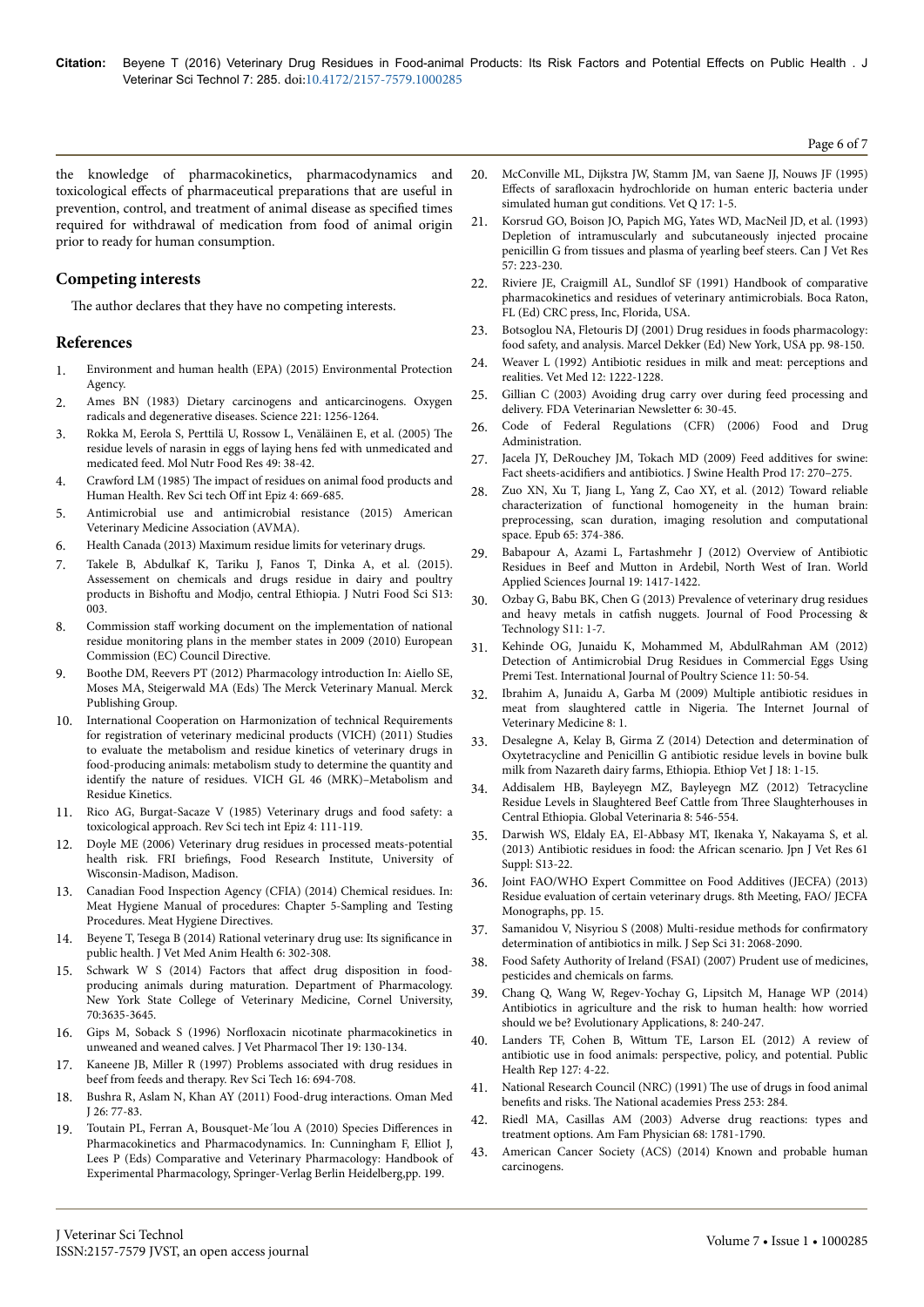the knowledge of pharmacokinetics, pharmacodynamics and toxicological effects of pharmaceutical preparations that are useful in prevention, control, and treatment of animal disease as specified times required for withdrawal of medication from food of animal origin prior to ready for human consumption.

## Competing interests

The author declares that they have no competing interests.

## References

1. Environment and human health (EPA) (2015) Environmental Protection Agency.
2. Ames BN (1983) Dietary carcinogens and anticarcinogens. Oxygen radicals and degenerative diseases. Science 221: 1256-1264.
3. Rokka M, Eerola S, Perttilä U, Rossow L, Venäläinen E, et al. (2005) The residue levels of narasin in eggs of laying hens fed with unmedicated and medicated feed. Mol Nutr Food Res 49: 38-42.
4. Crawford LM (1985) The impact of residues on animal food products and Human Health. Rev Sci tech Off int Epiz 4: 669-685.
5. Antimicrobial use and antimicrobial resistance (2015) American Veterinary Medicine Association (AVMA).
6. Health Canada (2013) Maximum residue limits for veterinary drugs.
7. Takele B, Abdulkaf K, Tariku J, Fanos T, Dinka A, et al. (2015). Assessement on chemicals and drugs residue in dairy and poultry products in Bishoftu and Modjo, central Ethiopia. J Nutri Food Sci S13: 003.
8. Commission staff working document on the implementation of national residue monitoring plans in the member states in 2009 (2010) European Commission (EC) Council Directive.
9. Boothe DM, Reevers PT (2012) Pharmacology introduction In: Aiello SE, Moses MA, Steigerwald MA (Eds) The Merck Veterinary Manual. Merck Publishing Group.
10. International Cooperation on Harmonization of technical Requirements for registration of veterinary medicinal products (VICH) (2011) Studies to evaluate the metabolism and residue kinetics of veterinary drugs in food-producing animals: metabolism study to determine the quantity and identify the nature of residues. VICH GL 46 (MRK)–Metabolism and Residue Kinetics.
11. Rico AG, Burgat-Sacaze V (1985) Veterinary drugs and food safety: a toxicological approach. Rev Sci tech int Epiz 4: 111-119.
12. Doyle ME (2006) Veterinary drug residues in processed meats-potential health risk. FRI briefings, Food Research Institute, University of Wisconsin-Madison, Madison.
13. Canadian Food Inspection Agency (CFIA) (2014) Chemical residues. In: Meat Hygiene Manual of procedures: Chapter 5-Sampling and Testing Procedures. Meat Hygiene Directives.
14. Beyene T, Tesega B (2014) Rational veterinary drug use: Its significance in public health. J Vet Med Anim Health 6: 302-308.
15. Schwark W S (2014) Factors that affect drug disposition in food-producing animals during maturation. Department of Pharmacology. New York State College of Veterinary Medicine, Cornel University, 70:3635-3645.
16. Gips M, Soback S (1996) Norfloxacin nicotinate pharmacokinetics in unweaned and weaned calves. J Vet Pharmacol Ther 19: 130-134.
17. Kaneene JB, Miller R (1997) Problems associated with drug residues in beef from feeds and therapy. Rev Sci Tech 16: 694-708.
18. Bushra R, Aslam N, Khan AY (2011) Food-drug interactions. Oman Med J 26: 77-83.
19. Toutain PL, Ferran A, Bousquet-Me´lou A (2010) Species Differences in Pharmacokinetics and Pharmacodynamics. In: Cunningham F, Elliot J, Lees P (Eds) Comparative and Veterinary Pharmacology: Handbook of Experimental Pharmacology, Springer-Verlag Berlin Heidelberg,pp. 199.
20. McConville ML, Dijkstra JW, Stamm JM, van Saene JJ, Nouws JF (1995) Effects of sarafloxacin hydrochloride on human enteric bacteria under simulated human gut conditions. Vet Q 17: 1-5.
21. Korsrud GO, Boison JO, Papich MG, Yates WD, MacNeil JD, et al. (1993) Depletion of intramuscularly and subcutaneously injected procaine penicillin G from tissues and plasma of yearling beef steers. Can J Vet Res 57: 223-230.
22. Riviere JE, Craigmill AL, Sundlof SF (1991) Handbook of comparative pharmacokinetics and residues of veterinary antimicrobials. Boca Raton, FL (Ed) CRC press, Inc, Florida, USA.
23. Botsoglou NA, Fletouris DJ (2001) Drug residues in foods pharmacology: food safety, and analysis. Marcel Dekker (Ed) New York, USA pp. 98-150.
24. Weaver L (1992) Antibiotic residues in milk and meat: perceptions and realities. Vet Med 12: 1222-1228.
25. Gillian C (2003) Avoiding drug carry over during feed processing and delivery. FDA Veterinarian Newsletter 6: 30-45.
26. Code of Federal Regulations (CFR) (2006) Food and Drug Administration.
27. Jacela JY, DeRouchey JM, Tokach MD (2009) Feed additives for swine: Fact sheets-acidifiers and antibiotics. J Swine Health Prod 17: 270–275.
28. Zuo XN, Xu T, Jiang L, Yang Z, Cao XY, et al. (2012) Toward reliable characterization of functional homogeneity in the human brain: preprocessing, scan duration, imaging resolution and computational space. Epub 65: 374-386.
29. Babapour A, Azami L, Fartashmehr J (2012) Overview of Antibiotic Residues in Beef and Mutton in Ardebil, North West of Iran. World Applied Sciences Journal 19: 1417-1422.
30. Ozbay G, Babu BK, Chen G (2013) Prevalence of veterinary drug residues and heavy metals in catfish nuggets. Journal of Food Processing & Technology S11: 1-7.
31. Kehinde OG, Junaidu K, Mohammed M, AbdulRahman AM (2012) Detection of Antimicrobial Drug Residues in Commercial Eggs Using Premi Test. International Journal of Poultry Science 11: 50-54.
32. Ibrahim A, Junaidu A, Garba M (2009) Multiple antibiotic residues in meat from slaughtered cattle in Nigeria. The Internet Journal of Veterinary Medicine 8: 1.
33. Desalegne A, Kelay B, Girma Z (2014) Detection and determination of Oxytetracycline and Penicillin G antibiotic residue levels in bovine bulk milk from Nazareth dairy farms, Ethiopia. Ethiop Vet J 18: 1-15.
34. Addisalem HB, Bayleyegn MZ, Bayleyegn MZ (2012) Tetracycline Residue Levels in Slaughtered Beef Cattle from Three Slaughterhouses in Central Ethiopia. Global Veterinaria 8: 546-554.
35. Darwish WS, Eldaly EA, El-Abbasy MT, Ikenaka Y, Nakayama S, et al. (2013) Antibiotic residues in food: the African scenario. Jpn J Vet Res 61 Suppl: S13-22.
36. Joint FAO/WHO Expert Committee on Food Additives (JECFA) (2013) Residue evaluation of certain veterinary drugs. 8th Meeting, FAO/ JECFA Monographs, pp. 15.
37. Samanidou V, Nisyriou S (2008) Multi-residue methods for confirmatory determination of antibiotics in milk. J Sep Sci 31: 2068-2090.
38. Food Safety Authority of Ireland (FSAI) (2007) Prudent use of medicines, pesticides and chemicals on farms.
39. Chang Q, Wang W, Regev-Yochay G, Lipsitch M, Hanage WP (2014) Antibiotics in agriculture and the risk to human health: how worried should we be? Evolutionary Applications, 8: 240-247.
40. Landers TF, Cohen B, Wittum TE, Larson EL (2012) A review of antibiotic use in food animals: perspective, policy, and potential. Public Health Rep 127: 4-22.
41. National Research Council (NRC) (1991) The use of drugs in food animal benefits and risks. The National academies Press 253: 284.
42. Riedl MA, Casillas AM (2003) Adverse drug reactions: types and treatment options. Am Fam Physician 68: 1781-1790.
43. American Cancer Society (ACS) (2014) Known and probable human carcinogens.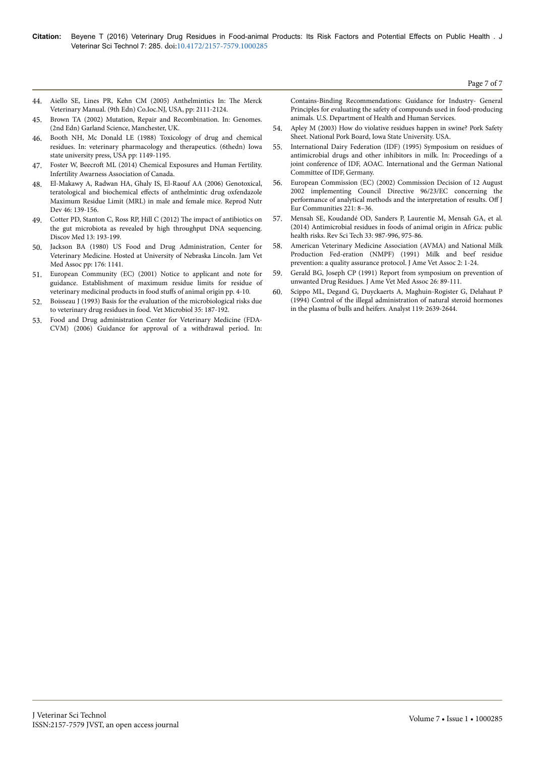44. Aiello SE, Lines PR, Kehn CM (2005) Anthelmintics In: The Merck Veterinary Manual. (9th Edn) Co.Ioc.NJ, USA, pp: 2111-2124.
45. Brown TA (2002) Mutation, Repair and Recombination. In: Genomes. (2nd Edn) Garland Science, Manchester, UK.
46. Booth NH, Mc Donald LE (1988) Toxicology of drug and chemical residues. In: veterinary pharmacology and therapeutics. (6thedn) Iowa state university press, USA pp: 1149-1195.
47. Foster W, Beecroft ML (2014) Chemical Exposures and Human Fertility. Infertility Awarness Association of Canada.
48. El-Makawy A, Radwan HA, Ghaly IS, El-Raouf AA (2006) Genotoxical, teratological and biochemical effects of anthelmintic drug oxfendazole Maximum Residue Limit (MRL) in male and female mice. Reprod Nutr Dev 46: 139-156.
49. Cotter PD, Stanton C, Ross RP, Hill C (2012) The impact of antibiotics on the gut microbiota as revealed by high throughput DNA sequencing. Discov Med 13: 193-199.
50. Jackson BA (1980) US Food and Drug Administration, Center for Veterinary Medicine. Hosted at University of Nebraska Lincoln. Jam Vet Med Assoc pp: 176: 1141.
51. European Community (EC) (2001) Notice to applicant and note for guidance. Establishment of maximum residue limits for residue of veterinary medicinal products in food stuffs of animal origin pp. 4-10.
52. Boisseau J (1993) Basis for the evaluation of the microbiological risks due to veterinary drug residues in food. Vet Microbiol 35: 187-192.
53. Food and Drug administration Center for Veterinary Medicine (FDA-CVM) (2006) Guidance for approval of a withdrawal period. In: Contains-Binding Recommendations: Guidance for Industry- General Principles for evaluating the safety of compounds used in food-producing animals. U.S. Department of Health and Human Services.
54. Apley M (2003) How do violative residues happen in swine? Pork Safety Sheet. National Pork Board, Iowa State University. USA.
55. International Dairy Federation (IDF) (1995) Symposium on residues of antimicrobial drugs and other inhibitors in milk. In: Proceedings of a joint conference of IDF, AOAC. International and the German National Committee of IDF, Germany.
56. European Commission (EC) (2002) Commission Decision of 12 August 2002 implementing Council Directive 96/23/EC concerning the performance of analytical methods and the interpretation of results. Off J Eur Communities 221: 8–36.
57. Mensah SE, Koudandé OD, Sanders P, Laurentie M, Mensah GA, et al. (2014) Antimicrobial residues in foods of animal origin in Africa: public health risks. Rev Sci Tech 33: 987-996, 975-86.
58. American Veterinary Medicine Association (AVMA) and National Milk Production Fed-eration (NMPF) (1991) Milk and beef residue prevention: a quality assurance protocol. J Ame Vet Assoc 2: 1-24.
59. Gerald BG, Joseph CP (1991) Report from symposium on prevention of unwanted Drug Residues. J Ame Vet Med Assoc 26: 89-111.
60. Scippo ML, Degand G, Duyckaerts A, Maghuin-Rogister G, Delahaut P (1994) Control of the illegal administration of natural steroid hormones in the plasma of bulls and heifers. Analyst 119: 2639-2644.